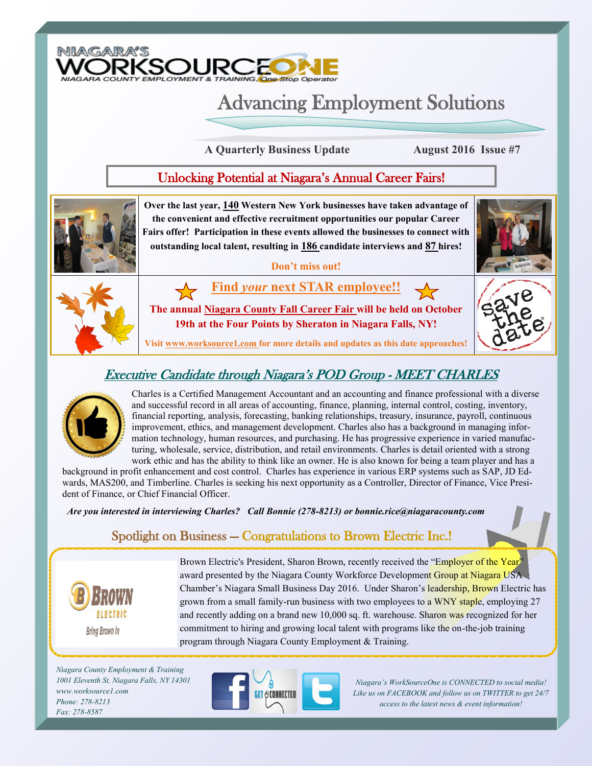NIAGARA'S WORKSOURCEONE

NIAGARA COUNTY EMPLOYMENT & TRAINING, One Stop Operator

# Advancing Employment Solutions

**A Quarterly Business Update** **August 2016 Issue #7**

## Unlocking Potential at Niagara's Annual Career Fairs!

**Over the last year, 140 Western New York businesses have taken advantage of the convenient and effective recruitment opportunities our popular Career Fairs offer! Participation in these events allowed the businesses to connect with outstanding local talent, resulting in 186 candidate interviews and 87 hires!**

**Don't miss out!**

### Find *your* next STAR employee!!

**The annual Niagara County Fall Career Fair will be held on October 19th at the Four Points by Sheraton in Niagara Falls, NY!**

**Visit www.worksource1.com for more details and updates as this date approaches!**

save the date

## *Executive Candidate through Niagara's POD Group - MEET CHARLES*

Charles is a Certified Management Accountant and an accounting and finance professional with a diverse and successful record in all areas of accounting, finance, planning, internal control, costing, inventory, financial reporting, analysis, forecasting, banking relationships, treasury, insurance, payroll, continuous improvement, ethics, and management development. Charles also has a background in managing information technology, human resources, and purchasing. He has progressive experience in varied manufacturing, wholesale, service, distribution, and retail environments. Charles is detail oriented with a strong work ethic and has the ability to think like an owner. He is also known for being a team player and has a background in profit enhancement and cost control. Charles has experience in various ERP systems such as SAP, JD Edwards, MAS200, and Timberline. Charles is seeking his next opportunity as a Controller, Director of Finance, Vice President of Finance, or Chief Financial Officer.

***Are you interested in interviewing Charles? Call Bonnie (278-8213) or bonnie.rice@niagaracounty.com***

## Spotlight on Business — Congratulations to Brown Electric Inc.!

BROWN ELECTRIC — Bring Brown In

Brown Electric's President, Sharon Brown, recently received the "Employer of the Year" award presented by the Niagara County Workforce Development Group at Niagara USA Chamber's Niagara Small Business Day 2016. Under Sharon's leadership, Brown Electric has grown from a small family-run business with two employees to a WNY staple, employing 27 and recently adding on a brand new 10,000 sq. ft. warehouse. Sharon was recognized for her commitment to hiring and growing local talent with programs like the on-the-job training program through Niagara County Employment & Training.

*Niagara County Employment & Training*
*1001 Eleventh St, Niagara Falls, NY 14301*
*www.worksource1.com*
*Phone: 278-8213*
*Fax: 278-8587*

GET CONNECTED

*Niagara's WorkSourceOne is CONNECTED to social media! Like us on FACEBOOK and follow us on TWITTER to get 24/7 access to the latest news & event information!*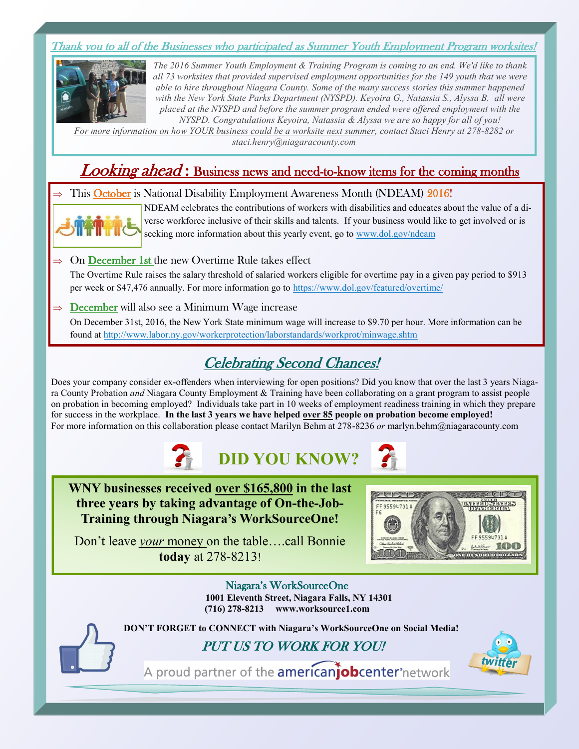## Thank you to all of the Businesses who participated as Summer Youth Employment Program worksites!

*The 2016 Summer Youth Employment & Training Program is coming to an end. We'd like to thank all 73 worksites that provided supervised employment opportunities for the 149 youth that we were able to hire throughout Niagara County. Some of the many success stories this summer happened with the New York State Parks Department (NYSPD). Keyoira G., Natassia S., Alyssa B. all were placed at the NYSPD and before the summer program ended were offered employment with the NYSPD. Congratulations Keyoira, Natassia & Alyssa we are so happy for all of you!*

*For more information on how YOUR business could be a worksite next summer, contact Staci Henry at 278-8282 or staci.henry@niagaracounty.com*

## *Looking ahead* : Business news and need-to-know items for the coming months

⇒ This October is National Disability Employment Awareness Month (NDEAM) 2016!

NDEAM celebrates the contributions of workers with disabilities and educates about the value of a diverse workforce inclusive of their skills and talents. If your business would like to get involved or is seeking more information about this yearly event, go to www.dol.gov/ndeam

⇒ On December 1st the new Overtime Rule takes effect

The Overtime Rule raises the salary threshold of salaried workers eligible for overtime pay in a given pay period to $913 per week or $47,476 annually. For more information go to https://www.dol.gov/featured/overtime/

⇒ December will also see a Minimum Wage increase

On December 31st, 2016, the New York State minimum wage will increase to $9.70 per hour. More information can be found at http://www.labor.ny.gov/workerprotection/laborstandards/workprot/minwage.shtm

## *Celebrating Second Chances!*

Does your company consider ex-offenders when interviewing for open positions? Did you know that over the last 3 years Niagara County Probation *and* Niagara County Employment & Training have been collaborating on a grant program to assist people on probation in becoming employed? Individuals take part in 10 weeks of employment readiness training in which they prepare for success in the workplace. **In the last 3 years we have helped over 85 people on probation become employed!** For more information on this collaboration please contact Marilyn Behm at 278-8236 *or* marlyn.behm@niagaracounty.com

## DID YOU KNOW?

**WNY businesses received over $165,800 in the last three years by taking advantage of On-the-Job-Training through Niagara's WorkSourceOne!**

Don't leave *your* money on the table….call Bonnie **today** at 278-8213!

**Niagara's WorkSourceOne**
**1001 Eleventh Street, Niagara Falls, NY 14301**
**(716) 278-8213 www.worksource1.com**

**DON'T FORGET to CONNECT with Niagara's WorkSourceOne on Social Media!**

***PUT US TO WORK FOR YOU!***

A proud partner of the americanjobcenter network